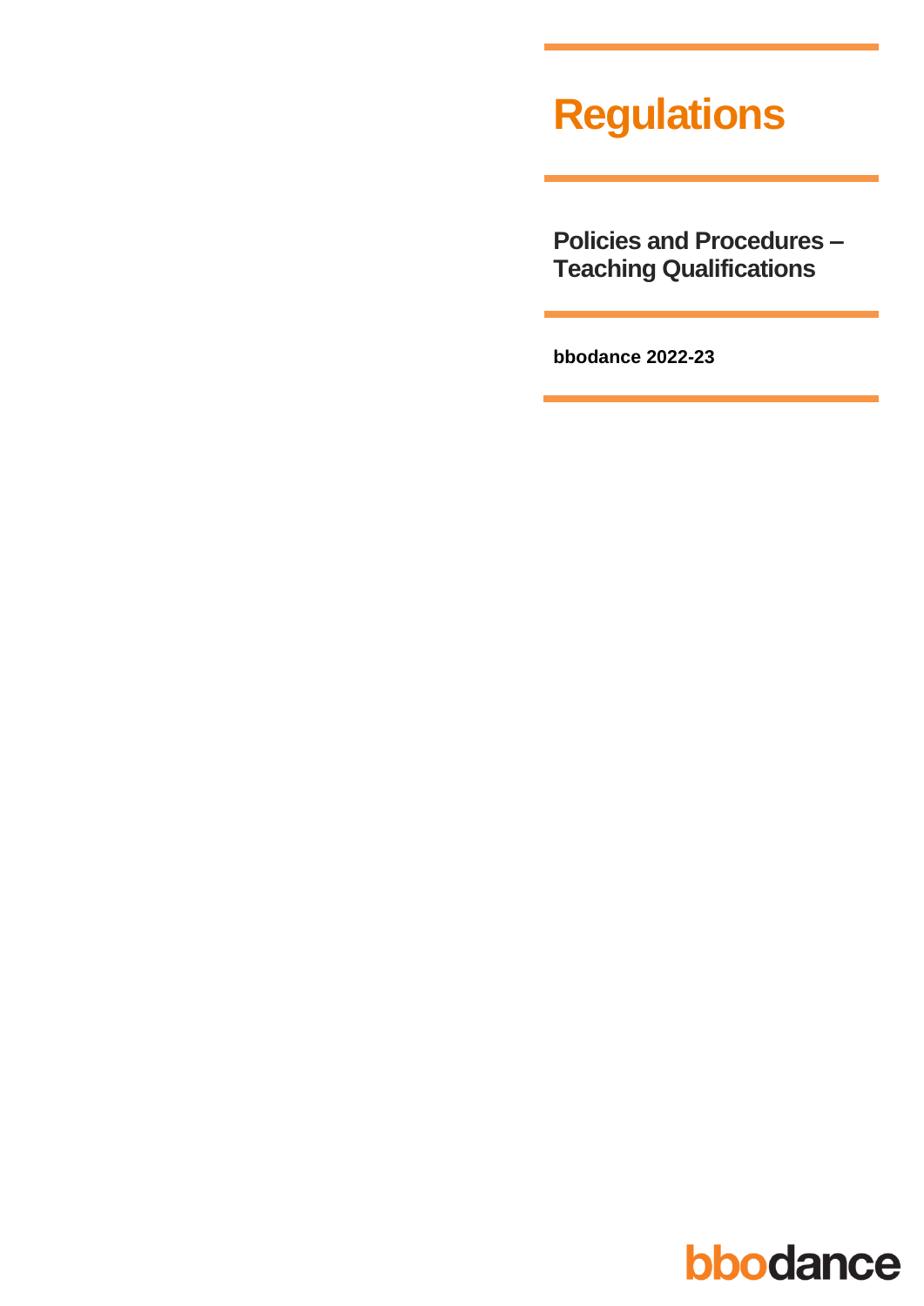# Regulations

## Policies and Procedures – Teaching Qualifications

**bbodance 2022-23**

bbodance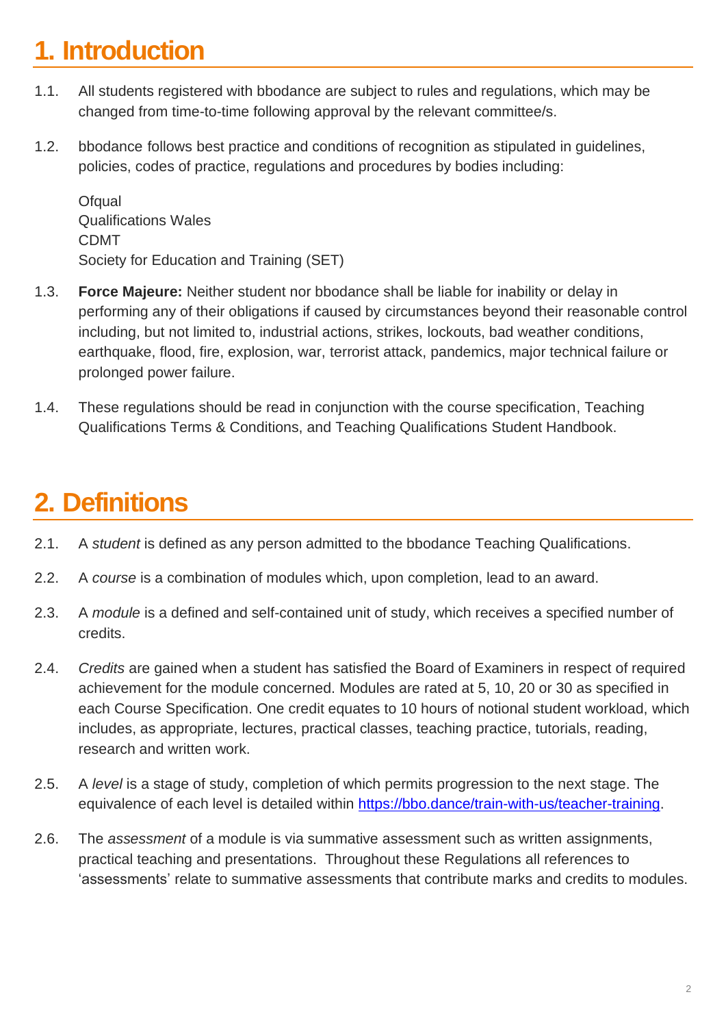# 1. Introduction

1.1. All students registered with bbodance are subject to rules and regulations, which may be changed from time-to-time following approval by the relevant committee/s.

1.2. bbodance follows best practice and conditions of recognition as stipulated in guidelines, policies, codes of practice, regulations and procedures by bodies including:

Ofqual
Qualifications Wales
CDMT
Society for Education and Training (SET)

1.3. **Force Majeure:** Neither student nor bbodance shall be liable for inability or delay in performing any of their obligations if caused by circumstances beyond their reasonable control including, but not limited to, industrial actions, strikes, lockouts, bad weather conditions, earthquake, flood, fire, explosion, war, terrorist attack, pandemics, major technical failure or prolonged power failure.

1.4. These regulations should be read in conjunction with the course specification, Teaching Qualifications Terms & Conditions, and Teaching Qualifications Student Handbook.

# 2. Definitions

2.1. A *student* is defined as any person admitted to the bbodance Teaching Qualifications.

2.2. A *course* is a combination of modules which, upon completion, lead to an award.

2.3. A *module* is a defined and self-contained unit of study, which receives a specified number of credits.

2.4. *Credits* are gained when a student has satisfied the Board of Examiners in respect of required achievement for the module concerned. Modules are rated at 5, 10, 20 or 30 as specified in each Course Specification. One credit equates to 10 hours of notional student workload, which includes, as appropriate, lectures, practical classes, teaching practice, tutorials, reading, research and written work.

2.5. A *level* is a stage of study, completion of which permits progression to the next stage. The equivalence of each level is detailed within [https://bbo.dance/train-with-us/teacher-training](https://bbo.dance/train-with-us/teacher-training).

2.6. The *assessment* of a module is via summative assessment such as written assignments, practical teaching and presentations. Throughout these Regulations all references to 'assessments' relate to summative assessments that contribute marks and credits to modules.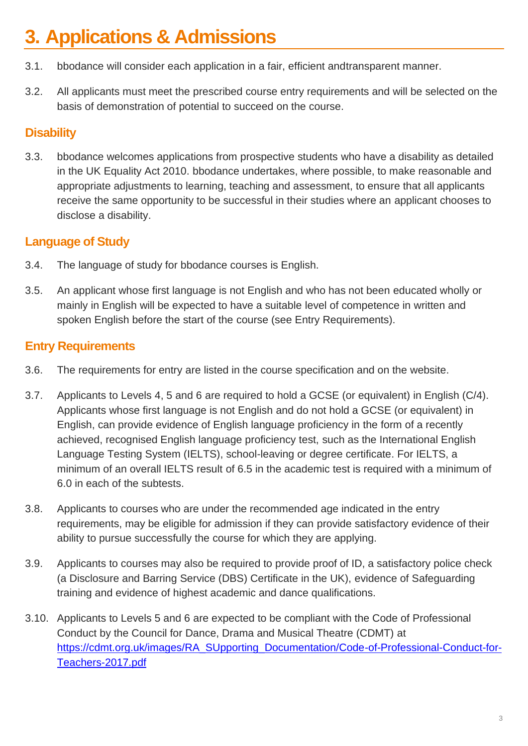# 3. Applications & Admissions

3.1. bbodance will consider each application in a fair, efficient andtransparent manner.

3.2. All applicants must meet the prescribed course entry requirements and will be selected on the basis of demonstration of potential to succeed on the course.

## Disability

3.3. bbodance welcomes applications from prospective students who have a disability as detailed in the UK Equality Act 2010. bbodance undertakes, where possible, to make reasonable and appropriate adjustments to learning, teaching and assessment, to ensure that all applicants receive the same opportunity to be successful in their studies where an applicant chooses to disclose a disability.

## Language of Study

3.4. The language of study for bbodance courses is English.

3.5. An applicant whose first language is not English and who has not been educated wholly or mainly in English will be expected to have a suitable level of competence in written and spoken English before the start of the course (see Entry Requirements).

## Entry Requirements

3.6. The requirements for entry are listed in the course specification and on the website.

3.7. Applicants to Levels 4, 5 and 6 are required to hold a GCSE (or equivalent) in English (C/4). Applicants whose first language is not English and do not hold a GCSE (or equivalent) in English, can provide evidence of English language proficiency in the form of a recently achieved, recognised English language proficiency test, such as the International English Language Testing System (IELTS), school-leaving or degree certificate. For IELTS, a minimum of an overall IELTS result of 6.5 in the academic test is required with a minimum of 6.0 in each of the subtests.

3.8. Applicants to courses who are under the recommended age indicated in the entry requirements, may be eligible for admission if they can provide satisfactory evidence of their ability to pursue successfully the course for which they are applying.

3.9. Applicants to courses may also be required to provide proof of ID, a satisfactory police check (a Disclosure and Barring Service (DBS) Certificate in the UK), evidence of Safeguarding training and evidence of highest academic and dance qualifications.

3.10. Applicants to Levels 5 and 6 are expected to be compliant with the Code of Professional Conduct by the Council for Dance, Drama and Musical Theatre (CDMT) at [https://cdmt.org.uk/images/RA_SUpporting_Documentation/Code-of-Professional-Conduct-for-Teachers-2017.pdf](https://cdmt.org.uk/images/RA_SUpporting_Documentation/Code-of-Professional-Conduct-for-Teachers-2017.pdf)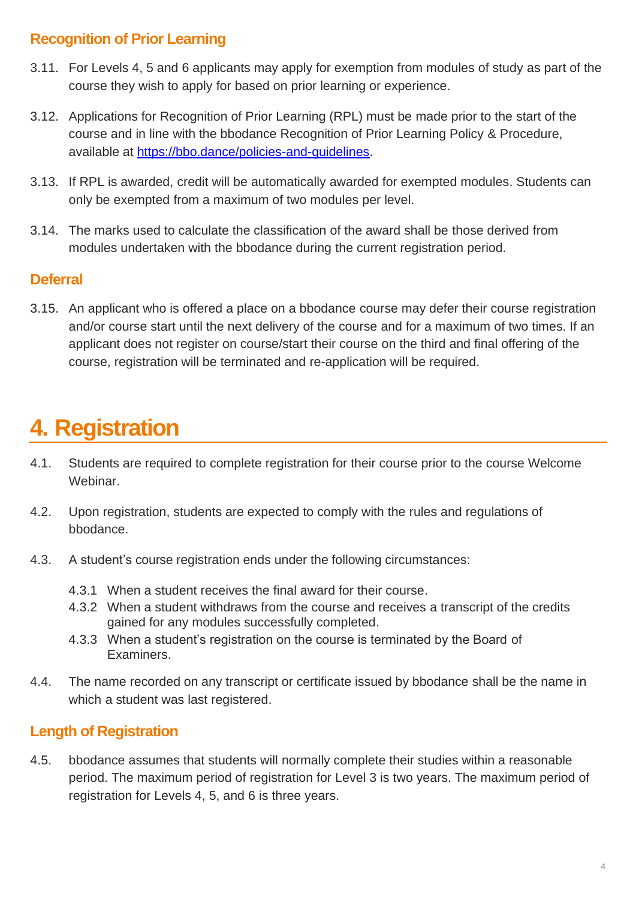### Recognition of Prior Learning

3.11. For Levels 4, 5 and 6 applicants may apply for exemption from modules of study as part of the course they wish to apply for based on prior learning or experience.

3.12. Applications for Recognition of Prior Learning (RPL) must be made prior to the start of the course and in line with the bbodance Recognition of Prior Learning Policy & Procedure, available at [https://bbo.dance/policies-and-guidelines](https://bbo.dance/policies-and-guidelines).

3.13. If RPL is awarded, credit will be automatically awarded for exempted modules. Students can only be exempted from a maximum of two modules per level.

3.14. The marks used to calculate the classification of the award shall be those derived from modules undertaken with the bbodance during the current registration period.

### Deferral

3.15. An applicant who is offered a place on a bbodance course may defer their course registration and/or course start until the next delivery of the course and for a maximum of two times. If an applicant does not register on course/start their course on the third and final offering of the course, registration will be terminated and re-application will be required.

## 4. Registration

4.1. Students are required to complete registration for their course prior to the course Welcome Webinar.

4.2. Upon registration, students are expected to comply with the rules and regulations of bbodance.

4.3. A student's course registration ends under the following circumstances:

- 4.3.1 When a student receives the final award for their course.
- 4.3.2 When a student withdraws from the course and receives a transcript of the credits gained for any modules successfully completed.
- 4.3.3 When a student's registration on the course is terminated by the Board of Examiners.

4.4. The name recorded on any transcript or certificate issued by bbodance shall be the name in which a student was last registered.

### Length of Registration

4.5. bbodance assumes that students will normally complete their studies within a reasonable period. The maximum period of registration for Level 3 is two years. The maximum period of registration for Levels 4, 5, and 6 is three years.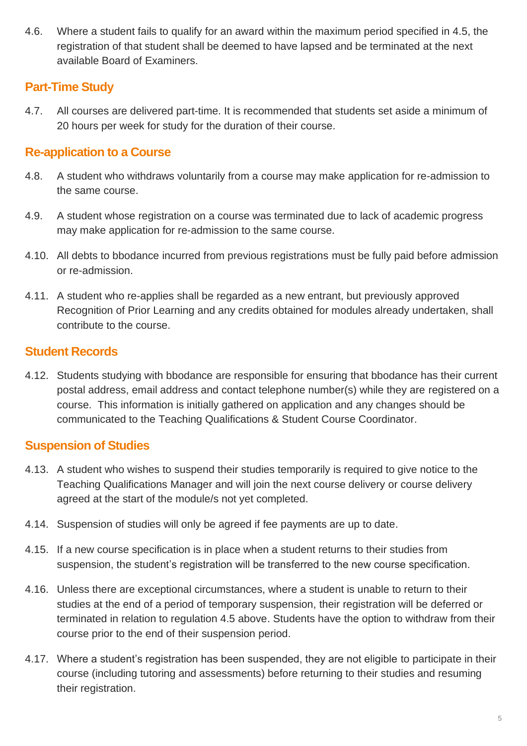4.6. Where a student fails to qualify for an award within the maximum period specified in 4.5, the registration of that student shall be deemed to have lapsed and be terminated at the next available Board of Examiners.

## Part-Time Study

4.7. All courses are delivered part-time. It is recommended that students set aside a minimum of 20 hours per week for study for the duration of their course.

## Re-application to a Course

4.8. A student who withdraws voluntarily from a course may make application for re-admission to the same course.

4.9. A student whose registration on a course was terminated due to lack of academic progress may make application for re-admission to the same course.

4.10. All debts to bbodance incurred from previous registrations must be fully paid before admission or re-admission.

4.11. A student who re-applies shall be regarded as a new entrant, but previously approved Recognition of Prior Learning and any credits obtained for modules already undertaken, shall contribute to the course.

## Student Records

4.12. Students studying with bbodance are responsible for ensuring that bbodance has their current postal address, email address and contact telephone number(s) while they are registered on a course. This information is initially gathered on application and any changes should be communicated to the Teaching Qualifications & Student Course Coordinator.

## Suspension of Studies

4.13. A student who wishes to suspend their studies temporarily is required to give notice to the Teaching Qualifications Manager and will join the next course delivery or course delivery agreed at the start of the module/s not yet completed.

4.14. Suspension of studies will only be agreed if fee payments are up to date.

4.15. If a new course specification is in place when a student returns to their studies from suspension, the student's registration will be transferred to the new course specification.

4.16. Unless there are exceptional circumstances, where a student is unable to return to their studies at the end of a period of temporary suspension, their registration will be deferred or terminated in relation to regulation 4.5 above. Students have the option to withdraw from their course prior to the end of their suspension period.

4.17. Where a student's registration has been suspended, they are not eligible to participate in their course (including tutoring and assessments) before returning to their studies and resuming their registration.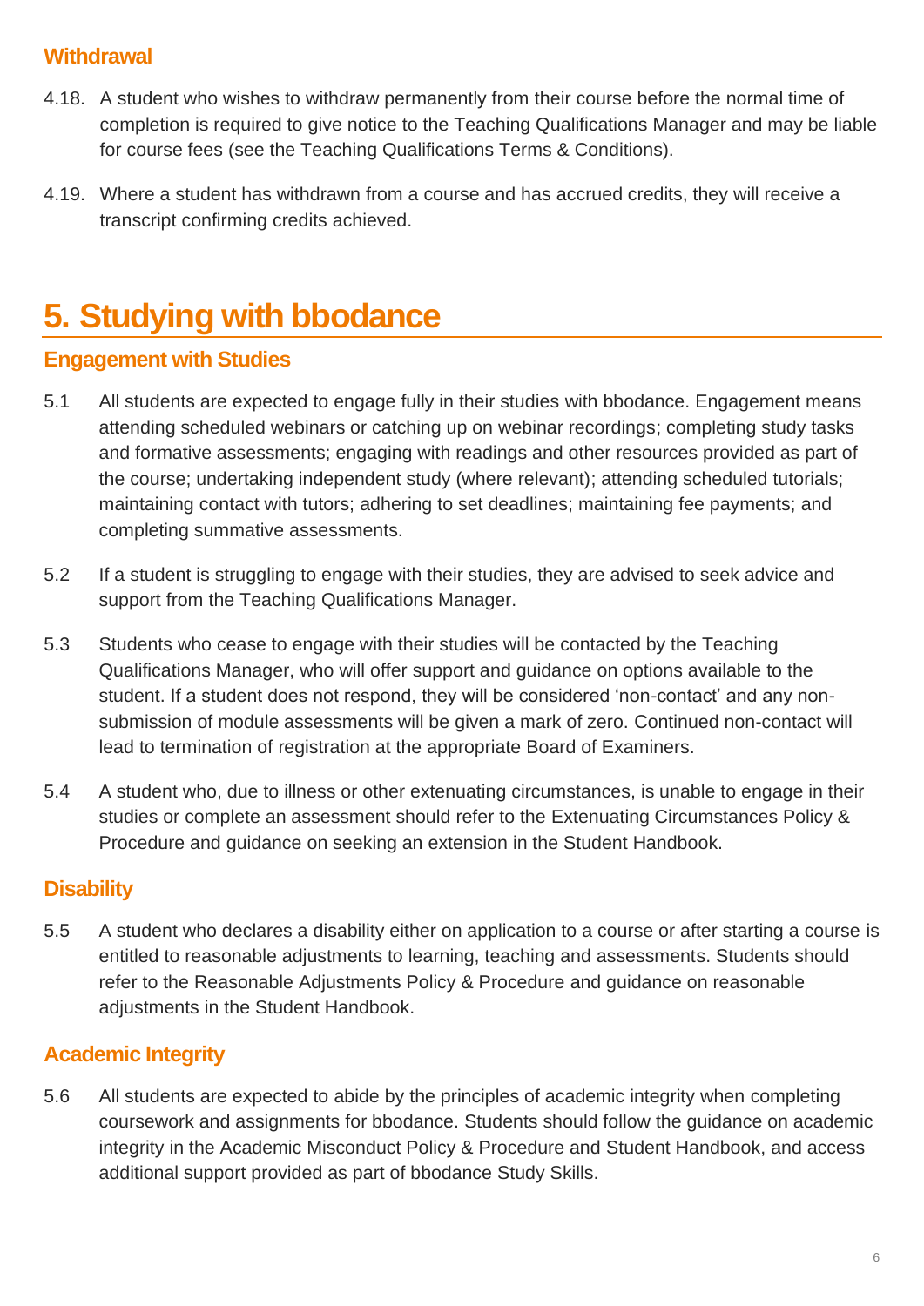### Withdrawal

4.18. A student who wishes to withdraw permanently from their course before the normal time of completion is required to give notice to the Teaching Qualifications Manager and may be liable for course fees (see the Teaching Qualifications Terms & Conditions).

4.19. Where a student has withdrawn from a course and has accrued credits, they will receive a transcript confirming credits achieved.

## 5. Studying with bbodance

### Engagement with Studies

5.1 All students are expected to engage fully in their studies with bbodance. Engagement means attending scheduled webinars or catching up on webinar recordings; completing study tasks and formative assessments; engaging with readings and other resources provided as part of the course; undertaking independent study (where relevant); attending scheduled tutorials; maintaining contact with tutors; adhering to set deadlines; maintaining fee payments; and completing summative assessments.

5.2 If a student is struggling to engage with their studies, they are advised to seek advice and support from the Teaching Qualifications Manager.

5.3 Students who cease to engage with their studies will be contacted by the Teaching Qualifications Manager, who will offer support and guidance on options available to the student. If a student does not respond, they will be considered 'non-contact' and any non-submission of module assessments will be given a mark of zero. Continued non-contact will lead to termination of registration at the appropriate Board of Examiners.

5.4 A student who, due to illness or other extenuating circumstances, is unable to engage in their studies or complete an assessment should refer to the Extenuating Circumstances Policy & Procedure and guidance on seeking an extension in the Student Handbook.

### Disability

5.5 A student who declares a disability either on application to a course or after starting a course is entitled to reasonable adjustments to learning, teaching and assessments. Students should refer to the Reasonable Adjustments Policy & Procedure and guidance on reasonable adjustments in the Student Handbook.

### Academic Integrity

5.6 All students are expected to abide by the principles of academic integrity when completing coursework and assignments for bbodance. Students should follow the guidance on academic integrity in the Academic Misconduct Policy & Procedure and Student Handbook, and access additional support provided as part of bbodance Study Skills.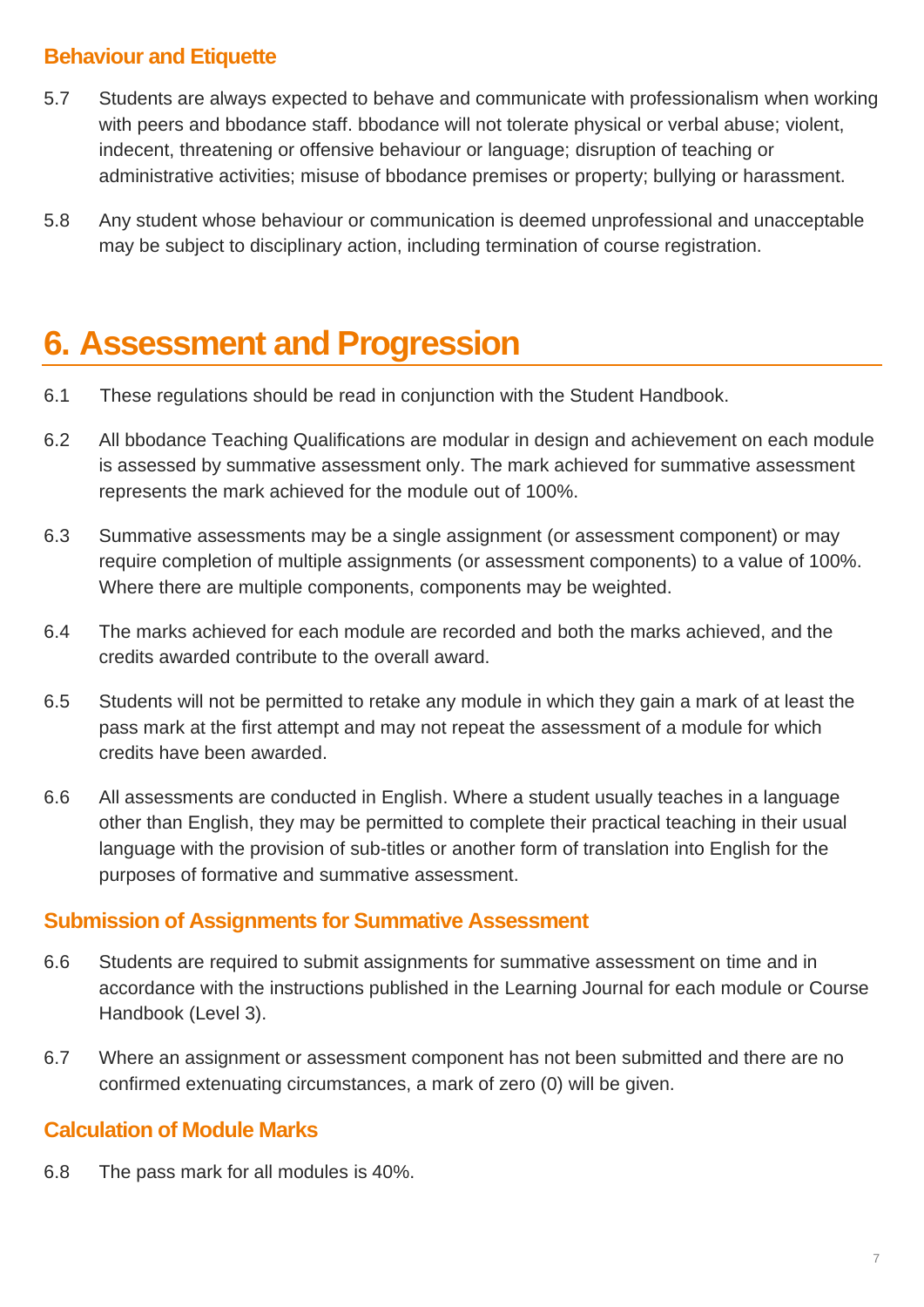### Behaviour and Etiquette

5.7 Students are always expected to behave and communicate with professionalism when working with peers and bbodance staff. bbodance will not tolerate physical or verbal abuse; violent, indecent, threatening or offensive behaviour or language; disruption of teaching or administrative activities; misuse of bbodance premises or property; bullying or harassment.

5.8 Any student whose behaviour or communication is deemed unprofessional and unacceptable may be subject to disciplinary action, including termination of course registration.

## 6. Assessment and Progression

6.1 These regulations should be read in conjunction with the Student Handbook.

6.2 All bbodance Teaching Qualifications are modular in design and achievement on each module is assessed by summative assessment only. The mark achieved for summative assessment represents the mark achieved for the module out of 100%.

6.3 Summative assessments may be a single assignment (or assessment component) or may require completion of multiple assignments (or assessment components) to a value of 100%. Where there are multiple components, components may be weighted.

6.4 The marks achieved for each module are recorded and both the marks achieved, and the credits awarded contribute to the overall award.

6.5 Students will not be permitted to retake any module in which they gain a mark of at least the pass mark at the first attempt and may not repeat the assessment of a module for which credits have been awarded.

6.6 All assessments are conducted in English. Where a student usually teaches in a language other than English, they may be permitted to complete their practical teaching in their usual language with the provision of sub-titles or another form of translation into English for the purposes of formative and summative assessment.

### Submission of Assignments for Summative Assessment

6.6 Students are required to submit assignments for summative assessment on time and in accordance with the instructions published in the Learning Journal for each module or Course Handbook (Level 3).

6.7 Where an assignment or assessment component has not been submitted and there are no confirmed extenuating circumstances, a mark of zero (0) will be given.

### Calculation of Module Marks

6.8 The pass mark for all modules is 40%.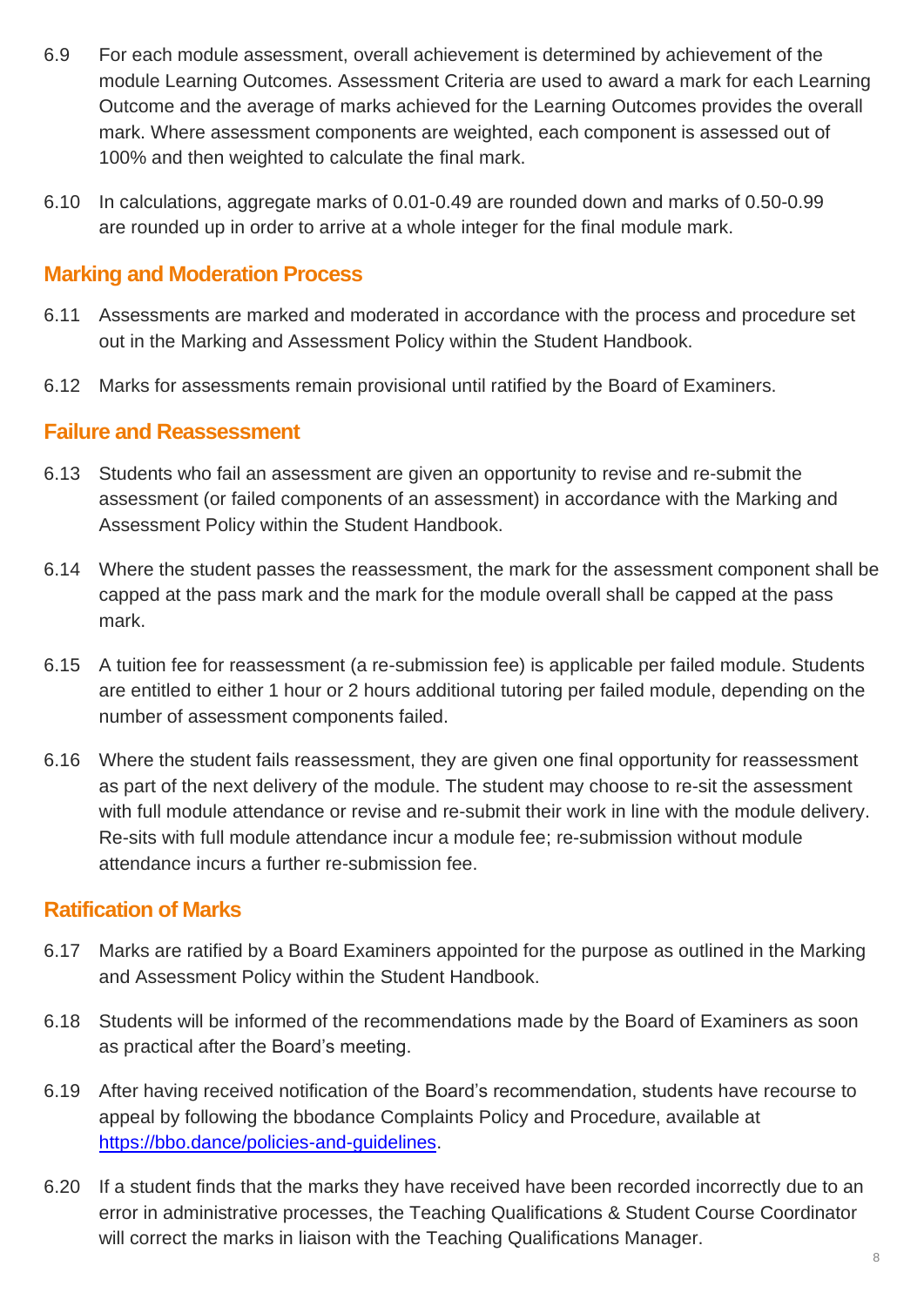6.9 For each module assessment, overall achievement is determined by achievement of the module Learning Outcomes. Assessment Criteria are used to award a mark for each Learning Outcome and the average of marks achieved for the Learning Outcomes provides the overall mark. Where assessment components are weighted, each component is assessed out of 100% and then weighted to calculate the final mark.

6.10 In calculations, aggregate marks of 0.01-0.49 are rounded down and marks of 0.50-0.99 are rounded up in order to arrive at a whole integer for the final module mark.

## Marking and Moderation Process

6.11 Assessments are marked and moderated in accordance with the process and procedure set out in the Marking and Assessment Policy within the Student Handbook.

6.12 Marks for assessments remain provisional until ratified by the Board of Examiners.

## Failure and Reassessment

6.13 Students who fail an assessment are given an opportunity to revise and re-submit the assessment (or failed components of an assessment) in accordance with the Marking and Assessment Policy within the Student Handbook.

6.14 Where the student passes the reassessment, the mark for the assessment component shall be capped at the pass mark and the mark for the module overall shall be capped at the pass mark.

6.15 A tuition fee for reassessment (a re-submission fee) is applicable per failed module. Students are entitled to either 1 hour or 2 hours additional tutoring per failed module, depending on the number of assessment components failed.

6.16 Where the student fails reassessment, they are given one final opportunity for reassessment as part of the next delivery of the module. The student may choose to re-sit the assessment with full module attendance or revise and re-submit their work in line with the module delivery. Re-sits with full module attendance incur a module fee; re-submission without module attendance incurs a further re-submission fee.

## Ratification of Marks

6.17 Marks are ratified by a Board Examiners appointed for the purpose as outlined in the Marking and Assessment Policy within the Student Handbook.

6.18 Students will be informed of the recommendations made by the Board of Examiners as soon as practical after the Board's meeting.

6.19 After having received notification of the Board's recommendation, students have recourse to appeal by following the bbodance Complaints Policy and Procedure, available at [https://bbo.dance/policies-and-guidelines](https://bbo.dance/policies-and-guidelines).

6.20 If a student finds that the marks they have received have been recorded incorrectly due to an error in administrative processes, the Teaching Qualifications & Student Course Coordinator will correct the marks in liaison with the Teaching Qualifications Manager.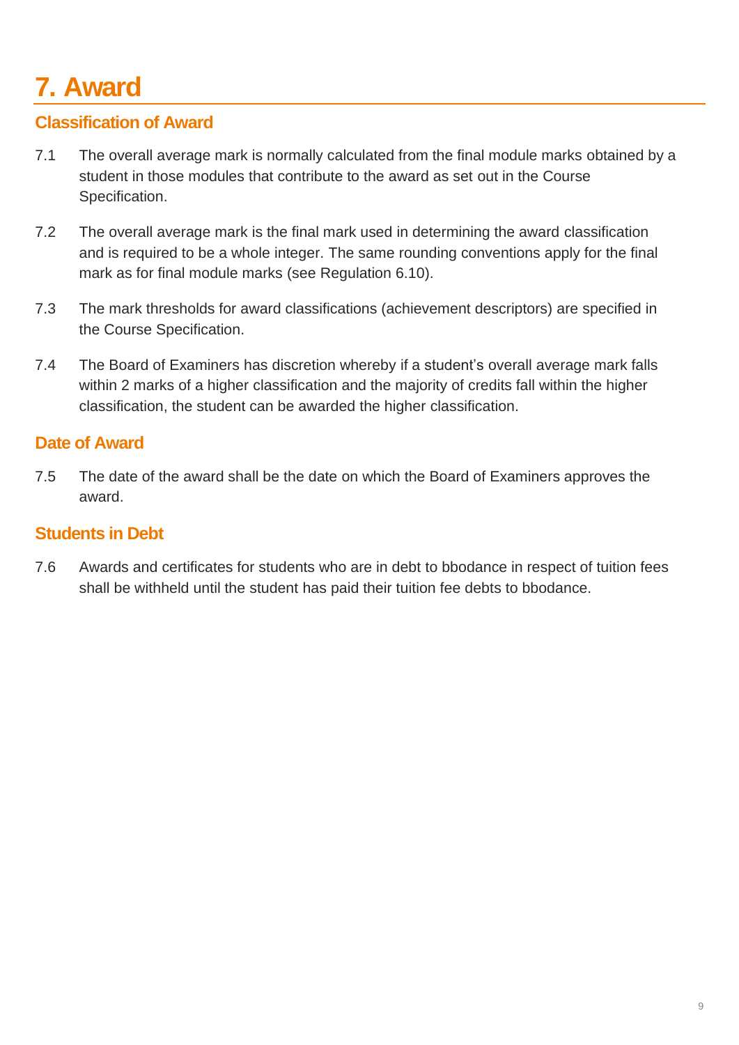# 7. Award

## Classification of Award

7.1 The overall average mark is normally calculated from the final module marks obtained by a student in those modules that contribute to the award as set out in the Course Specification.

7.2 The overall average mark is the final mark used in determining the award classification and is required to be a whole integer. The same rounding conventions apply for the final mark as for final module marks (see Regulation 6.10).

7.3 The mark thresholds for award classifications (achievement descriptors) are specified in the Course Specification.

7.4 The Board of Examiners has discretion whereby if a student's overall average mark falls within 2 marks of a higher classification and the majority of credits fall within the higher classification, the student can be awarded the higher classification.

## Date of Award

7.5 The date of the award shall be the date on which the Board of Examiners approves the award.

## Students in Debt

7.6 Awards and certificates for students who are in debt to bbodance in respect of tuition fees shall be withheld until the student has paid their tuition fee debts to bbodance.